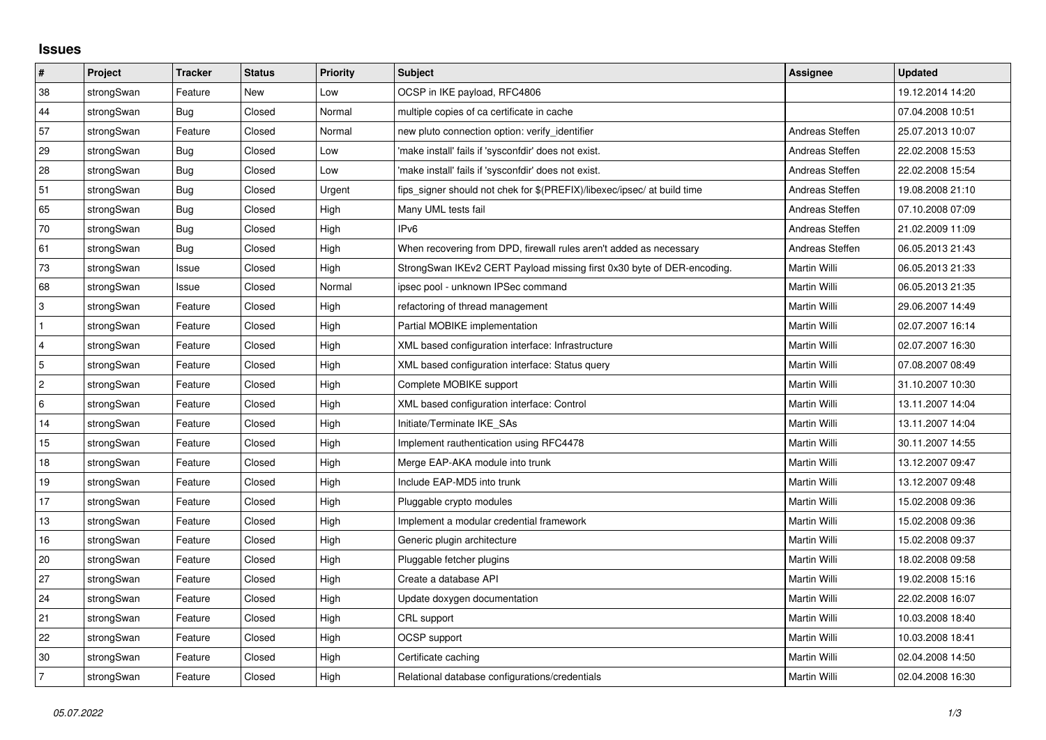## Issues

| # | Project | Tracker | Status | Priority | Subject | Assignee | Updated |
|---|---|---|---|---|---|---|---|
| 38 | strongSwan | Feature | New | Low | OCSP in IKE payload, RFC4806 | | 19.12.2014 14:20 |
| 44 | strongSwan | Bug | Closed | Normal | multiple copies of ca certificate in cache | | 07.04.2008 10:51 |
| 57 | strongSwan | Feature | Closed | Normal | new pluto connection option: verify_identifier | Andreas Steffen | 25.07.2013 10:07 |
| 29 | strongSwan | Bug | Closed | Low | 'make install' fails if 'sysconfdir' does not exist. | Andreas Steffen | 22.02.2008 15:53 |
| 28 | strongSwan | Bug | Closed | Low | 'make install' fails if 'sysconfdir' does not exist. | Andreas Steffen | 22.02.2008 15:54 |
| 51 | strongSwan | Bug | Closed | Urgent | fips_signer should not chek for $(PREFIX)/libexec/ipsec/ at build time | Andreas Steffen | 19.08.2008 21:10 |
| 65 | strongSwan | Bug | Closed | High | Many UML tests fail | Andreas Steffen | 07.10.2008 07:09 |
| 70 | strongSwan | Bug | Closed | High | IPv6 | Andreas Steffen | 21.02.2009 11:09 |
| 61 | strongSwan | Bug | Closed | High | When recovering from DPD, firewall rules aren't added as necessary | Andreas Steffen | 06.05.2013 21:43 |
| 73 | strongSwan | Issue | Closed | High | StrongSwan IKEv2 CERT Payload missing first 0x30 byte of DER-encoding. | Martin Willi | 06.05.2013 21:33 |
| 68 | strongSwan | Issue | Closed | Normal | ipsec pool - unknown IPSec command | Martin Willi | 06.05.2013 21:35 |
| 3 | strongSwan | Feature | Closed | High | refactoring of thread management | Martin Willi | 29.06.2007 14:49 |
| 1 | strongSwan | Feature | Closed | High | Partial MOBIKE implementation | Martin Willi | 02.07.2007 16:14 |
| 4 | strongSwan | Feature | Closed | High | XML based configuration interface: Infrastructure | Martin Willi | 02.07.2007 16:30 |
| 5 | strongSwan | Feature | Closed | High | XML based configuration interface: Status query | Martin Willi | 07.08.2007 08:49 |
| 2 | strongSwan | Feature | Closed | High | Complete MOBIKE support | Martin Willi | 31.10.2007 10:30 |
| 6 | strongSwan | Feature | Closed | High | XML based configuration interface: Control | Martin Willi | 13.11.2007 14:04 |
| 14 | strongSwan | Feature | Closed | High | Initiate/Terminate IKE_SAs | Martin Willi | 13.11.2007 14:04 |
| 15 | strongSwan | Feature | Closed | High | Implement rauthentication using RFC4478 | Martin Willi | 30.11.2007 14:55 |
| 18 | strongSwan | Feature | Closed | High | Merge EAP-AKA module into trunk | Martin Willi | 13.12.2007 09:47 |
| 19 | strongSwan | Feature | Closed | High | Include EAP-MD5 into trunk | Martin Willi | 13.12.2007 09:48 |
| 17 | strongSwan | Feature | Closed | High | Pluggable crypto modules | Martin Willi | 15.02.2008 09:36 |
| 13 | strongSwan | Feature | Closed | High | Implement a modular credential framework | Martin Willi | 15.02.2008 09:36 |
| 16 | strongSwan | Feature | Closed | High | Generic plugin architecture | Martin Willi | 15.02.2008 09:37 |
| 20 | strongSwan | Feature | Closed | High | Pluggable fetcher plugins | Martin Willi | 18.02.2008 09:58 |
| 27 | strongSwan | Feature | Closed | High | Create a database API | Martin Willi | 19.02.2008 15:16 |
| 24 | strongSwan | Feature | Closed | High | Update doxygen documentation | Martin Willi | 22.02.2008 16:07 |
| 21 | strongSwan | Feature | Closed | High | CRL support | Martin Willi | 10.03.2008 18:40 |
| 22 | strongSwan | Feature | Closed | High | OCSP support | Martin Willi | 10.03.2008 18:41 |
| 30 | strongSwan | Feature | Closed | High | Certificate caching | Martin Willi | 02.04.2008 14:50 |
| 7 | strongSwan | Feature | Closed | High | Relational database configurations/credentials | Martin Willi | 02.04.2008 16:30 |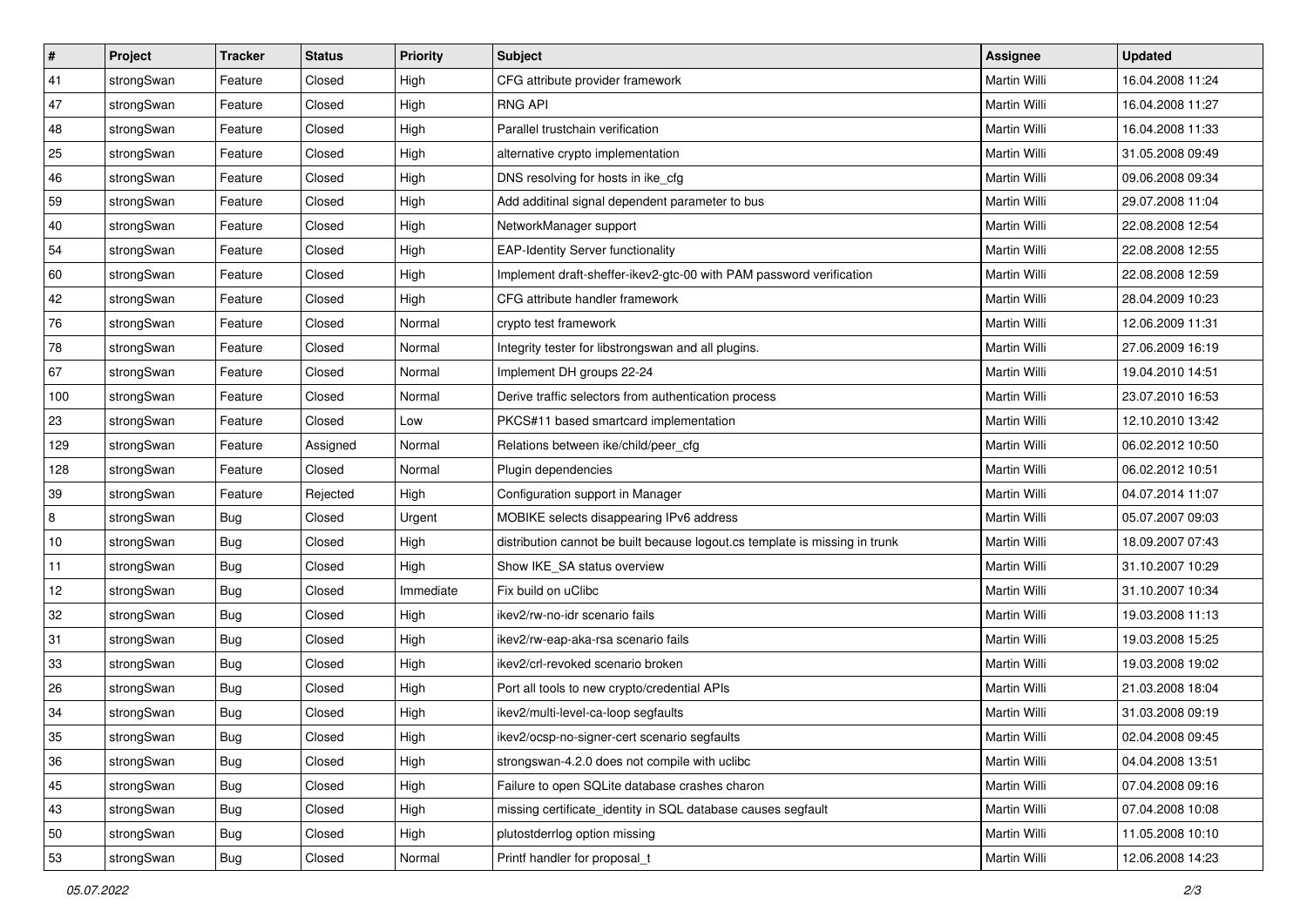| # | Project | Tracker | Status | Priority | Subject | Assignee | Updated |
|---|---|---|---|---|---|---|---|
| 41 | strongSwan | Feature | Closed | High | CFG attribute provider framework | Martin Willi | 16.04.2008 11:24 |
| 47 | strongSwan | Feature | Closed | High | RNG API | Martin Willi | 16.04.2008 11:27 |
| 48 | strongSwan | Feature | Closed | High | Parallel trustchain verification | Martin Willi | 16.04.2008 11:33 |
| 25 | strongSwan | Feature | Closed | High | alternative crypto implementation | Martin Willi | 31.05.2008 09:49 |
| 46 | strongSwan | Feature | Closed | High | DNS resolving for hosts in ike_cfg | Martin Willi | 09.06.2008 09:34 |
| 59 | strongSwan | Feature | Closed | High | Add additinal signal dependent parameter to bus | Martin Willi | 29.07.2008 11:04 |
| 40 | strongSwan | Feature | Closed | High | NetworkManager support | Martin Willi | 22.08.2008 12:54 |
| 54 | strongSwan | Feature | Closed | High | EAP-Identity Server functionality | Martin Willi | 22.08.2008 12:55 |
| 60 | strongSwan | Feature | Closed | High | Implement draft-sheffer-ikev2-gtc-00 with PAM password verification | Martin Willi | 22.08.2008 12:59 |
| 42 | strongSwan | Feature | Closed | High | CFG attribute handler framework | Martin Willi | 28.04.2009 10:23 |
| 76 | strongSwan | Feature | Closed | Normal | crypto test framework | Martin Willi | 12.06.2009 11:31 |
| 78 | strongSwan | Feature | Closed | Normal | Integrity tester for libstrongswan and all plugins. | Martin Willi | 27.06.2009 16:19 |
| 67 | strongSwan | Feature | Closed | Normal | Implement DH groups 22-24 | Martin Willi | 19.04.2010 14:51 |
| 100 | strongSwan | Feature | Closed | Normal | Derive traffic selectors from authentication process | Martin Willi | 23.07.2010 16:53 |
| 23 | strongSwan | Feature | Closed | Low | PKCS#11 based smartcard implementation | Martin Willi | 12.10.2010 13:42 |
| 129 | strongSwan | Feature | Assigned | Normal | Relations between ike/child/peer_cfg | Martin Willi | 06.02.2012 10:50 |
| 128 | strongSwan | Feature | Closed | Normal | Plugin dependencies | Martin Willi | 06.02.2012 10:51 |
| 39 | strongSwan | Feature | Rejected | High | Configuration support in Manager | Martin Willi | 04.07.2014 11:07 |
| 8 | strongSwan | Bug | Closed | Urgent | MOBIKE selects disappearing IPv6 address | Martin Willi | 05.07.2007 09:03 |
| 10 | strongSwan | Bug | Closed | High | distribution cannot be built because logout.cs template is missing in trunk | Martin Willi | 18.09.2007 07:43 |
| 11 | strongSwan | Bug | Closed | High | Show IKE_SA status overview | Martin Willi | 31.10.2007 10:29 |
| 12 | strongSwan | Bug | Closed | Immediate | Fix build on uClibc | Martin Willi | 31.10.2007 10:34 |
| 32 | strongSwan | Bug | Closed | High | ikev2/rw-no-idr scenario fails | Martin Willi | 19.03.2008 11:13 |
| 31 | strongSwan | Bug | Closed | High | ikev2/rw-eap-aka-rsa scenario fails | Martin Willi | 19.03.2008 15:25 |
| 33 | strongSwan | Bug | Closed | High | ikev2/crl-revoked scenario broken | Martin Willi | 19.03.2008 19:02 |
| 26 | strongSwan | Bug | Closed | High | Port all tools to new crypto/credential APIs | Martin Willi | 21.03.2008 18:04 |
| 34 | strongSwan | Bug | Closed | High | ikev2/multi-level-ca-loop segfaults | Martin Willi | 31.03.2008 09:19 |
| 35 | strongSwan | Bug | Closed | High | ikev2/ocsp-no-signer-cert scenario segfaults | Martin Willi | 02.04.2008 09:45 |
| 36 | strongSwan | Bug | Closed | High | strongswan-4.2.0 does not compile with uclibc | Martin Willi | 04.04.2008 13:51 |
| 45 | strongSwan | Bug | Closed | High | Failure to open SQLite database crashes charon | Martin Willi | 07.04.2008 09:16 |
| 43 | strongSwan | Bug | Closed | High | missing certificate_identity in SQL database causes segfault | Martin Willi | 07.04.2008 10:08 |
| 50 | strongSwan | Bug | Closed | High | plutostderrlog option missing | Martin Willi | 11.05.2008 10:10 |
| 53 | strongSwan | Bug | Closed | Normal | Printf handler for proposal_t | Martin Willi | 12.06.2008 14:23 |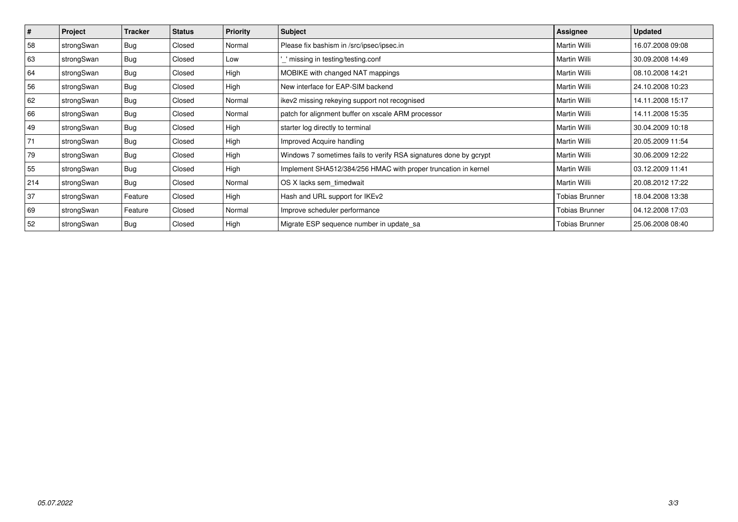| # | Project | Tracker | Status | Priority | Subject | Assignee | Updated |
|---|---|---|---|---|---|---|---|
| 58 | strongSwan | Bug | Closed | Normal | Please fix bashism in /src/ipsec/ipsec.in | Martin Willi | 16.07.2008 09:08 |
| 63 | strongSwan | Bug | Closed | Low | '_' missing in testing/testing.conf | Martin Willi | 30.09.2008 14:49 |
| 64 | strongSwan | Bug | Closed | High | MOBIKE with changed NAT mappings | Martin Willi | 08.10.2008 14:21 |
| 56 | strongSwan | Bug | Closed | High | New interface for EAP-SIM backend | Martin Willi | 24.10.2008 10:23 |
| 62 | strongSwan | Bug | Closed | Normal | ikev2 missing rekeying support not recognised | Martin Willi | 14.11.2008 15:17 |
| 66 | strongSwan | Bug | Closed | Normal | patch for alignment buffer on xscale ARM processor | Martin Willi | 14.11.2008 15:35 |
| 49 | strongSwan | Bug | Closed | High | starter log directly to terminal | Martin Willi | 30.04.2009 10:18 |
| 71 | strongSwan | Bug | Closed | High | Improved Acquire handling | Martin Willi | 20.05.2009 11:54 |
| 79 | strongSwan | Bug | Closed | High | Windows 7 sometimes fails to verify RSA signatures done by gcrypt | Martin Willi | 30.06.2009 12:22 |
| 55 | strongSwan | Bug | Closed | High | Implement SHA512/384/256 HMAC with proper truncation in kernel | Martin Willi | 03.12.2009 11:41 |
| 214 | strongSwan | Bug | Closed | Normal | OS X lacks sem_timedwait | Martin Willi | 20.08.2012 17:22 |
| 37 | strongSwan | Feature | Closed | High | Hash and URL support for IKEv2 | Tobias Brunner | 18.04.2008 13:38 |
| 69 | strongSwan | Feature | Closed | Normal | Improve scheduler performance | Tobias Brunner | 04.12.2008 17:03 |
| 52 | strongSwan | Bug | Closed | High | Migrate ESP sequence number in update_sa | Tobias Brunner | 25.06.2008 08:40 |

*05.07.2022*